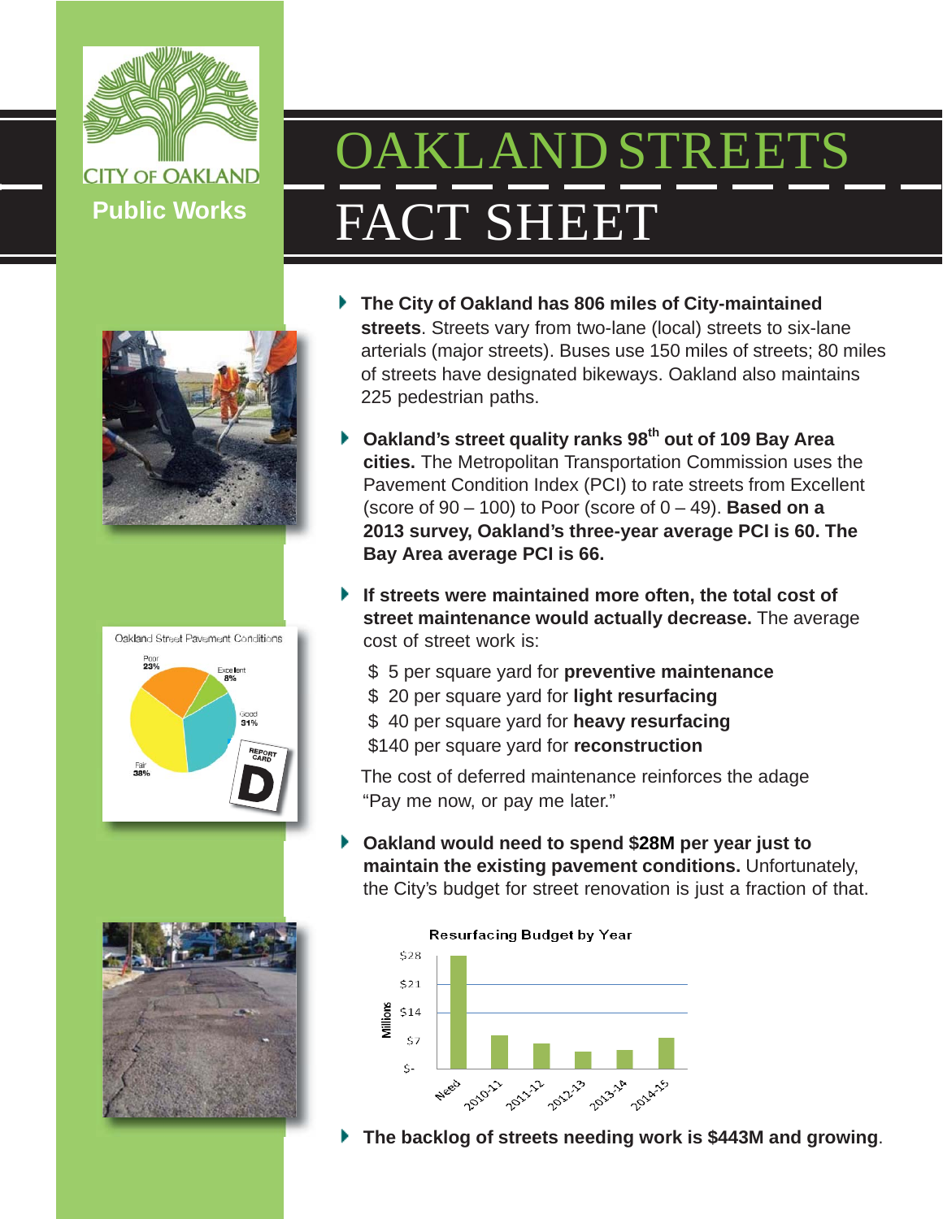CITY OF OAKLAND

Public Works

# OAKLAND STREETS

# FACT SHEET

- **The City of Oakland has 806 miles of City-maintained streets**. Streets vary from two-lane (local) streets to six-lane arterials (major streets). Buses use 150 miles of streets; 80 miles of streets have designated bikeways. Oakland also maintains 225 pedestrian paths.

- **Oakland's street quality ranks 98th out of 109 Bay Area cities.** The Metropolitan Transportation Commission uses the Pavement Condition Index (PCI) to rate streets from Excellent (score of 90 – 100) to Poor (score of 0 – 49). **Based on a 2013 survey, Oakland's three-year average PCI is 60. The Bay Area average PCI is 66.**

- **If streets were maintained more often, the total cost of street maintenance would actually decrease.** The average cost of street work is:

  $ 5 per square yard for **preventive maintenance**
  $ 20 per square yard for **light resurfacing**
  $ 40 per square yard for **heavy resurfacing**
  $140 per square yard for **reconstruction**

  The cost of deferred maintenance reinforces the adage "Pay me now, or pay me later."

- **Oakland would need to spend $28M per year just to maintain the existing pavement conditions.** Unfortunately, the City's budget for street renovation is just a fraction of that.

Oakland Street Pavement Conditions

| Condition | Share |
|---|---|
| Poor | 23% |
| Excellent | 8% |
| Good | 31% |
| Fair | 38% |

REPORT CARD: D

Resurfacing Budget by Year (Millions): Need, 2010-11, 2011-12, 2012-13, 2013-14, 2014-15 (axis: $-, $7, $14, $21, $28)

- **The backlog of streets needing work is $443M and growing**.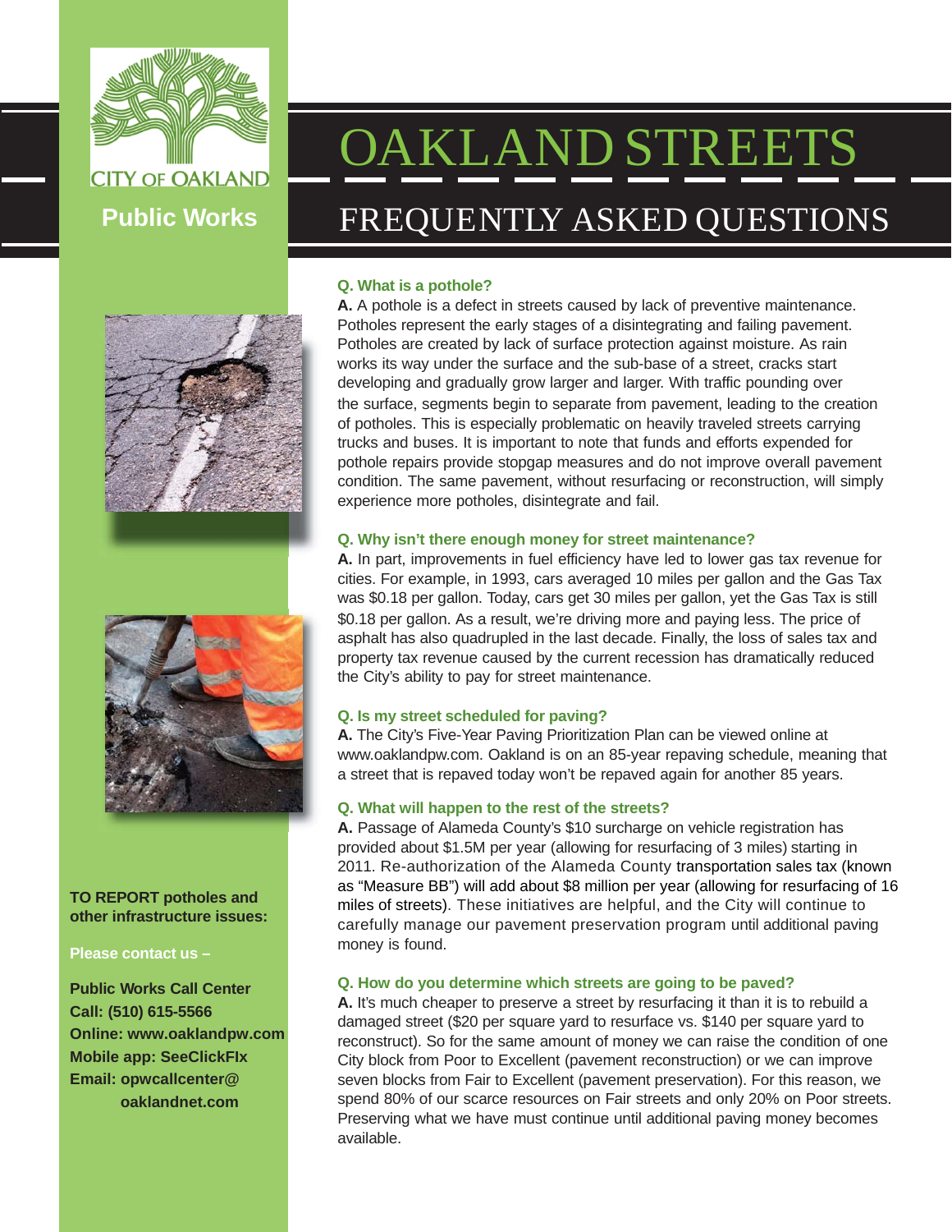CITY OF OAKLAND

**Public Works**

# OAKLAND STREETS

## FREQUENTLY ASKED QUESTIONS

**Q. What is a pothole?**

**A.** A pothole is a defect in streets caused by lack of preventive maintenance. Potholes represent the early stages of a disintegrating and failing pavement. Potholes are created by lack of surface protection against moisture. As rain works its way under the surface and the sub-base of a street, cracks start developing and gradually grow larger and larger. With traffic pounding over the surface, segments begin to separate from pavement, leading to the creation of potholes. This is especially problematic on heavily traveled streets carrying trucks and buses. It is important to note that funds and efforts expended for pothole repairs provide stopgap measures and do not improve overall pavement condition. The same pavement, without resurfacing or reconstruction, will simply experience more potholes, disintegrate and fail.

**Q. Why isn't there enough money for street maintenance?**

**A.** In part, improvements in fuel efficiency have led to lower gas tax revenue for cities. For example, in 1993, cars averaged 10 miles per gallon and the Gas Tax was $0.18 per gallon. Today, cars get 30 miles per gallon, yet the Gas Tax is still $0.18 per gallon. As a result, we're driving more and paying less. The price of asphalt has also quadrupled in the last decade. Finally, the loss of sales tax and property tax revenue caused by the current recession has dramatically reduced the City's ability to pay for street maintenance.

**Q. Is my street scheduled for paving?**

**A.** The City's Five-Year Paving Prioritization Plan can be viewed online at www.oaklandpw.com. Oakland is on an 85-year repaving schedule, meaning that a street that is repaved today won't be repaved again for another 85 years.

**Q. What will happen to the rest of the streets?**

**A.** Passage of Alameda County's $10 surcharge on vehicle registration has provided about $1.5M per year (allowing for resurfacing of 3 miles) starting in 2011. Re-authorization of the Alameda County transportation sales tax (known as "Measure BB") will add about $8 million per year (allowing for resurfacing of 16 miles of streets). These initiatives are helpful, and the City will continue to carefully manage our pavement preservation program until additional paving money is found.

**Q. How do you determine which streets are going to be paved?**

**A.** It's much cheaper to preserve a street by resurfacing it than it is to rebuild a damaged street ($20 per square yard to resurface vs. $140 per square yard to reconstruct). So for the same amount of money we can raise the condition of one City block from Poor to Excellent (pavement reconstruction) or we can improve seven blocks from Fair to Excellent (pavement preservation). For this reason, we spend 80% of our scarce resources on Fair streets and only 20% on Poor streets. Preserving what we have must continue until additional paving money becomes available.

**TO REPORT potholes and other infrastructure issues:**

**Please contact us –**

**Public Works Call Center**
**Call: (510) 615-5566**
**Online: www.oaklandpw.com**
**Mobile app: SeeClickFIx**
**Email: opwcallcenter@oaklandnet.com**